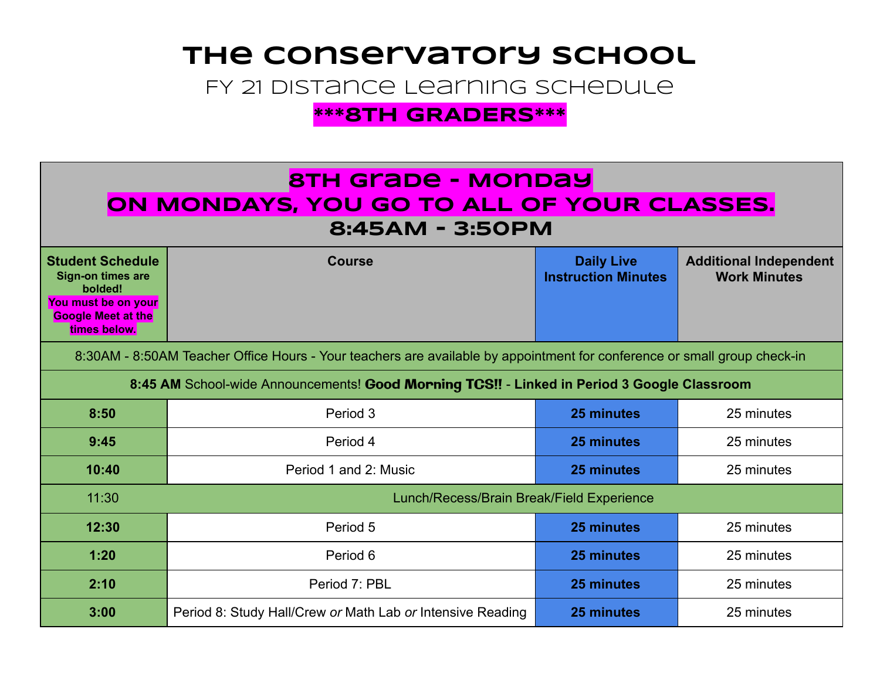# THE CONSERVATORY SCHOOL

## FY 21 DISTANCE LEARNING SCHEDULE

## ***8TH GRADERS***

| 8th Grade - Monday<br>ON MONDAYS, YOU GO TO ALL OF YOUR CLASSES.<br>8:45AM - 3:50PM | | | |
|---|---|---|---|
| **Student Schedule**<br>**Sign-on times are bolded!**<br>**You must be on your Google Meet at the times below.** | **Course** | **Daily Live Instruction Minutes** | **Additional Independent Work Minutes** |
| 8:30AM - 8:50AM Teacher Office Hours - Your teachers are available by appointment for conference or small group check-in | | | |
| **8:45 AM** School-wide Announcements! **Good Morning TCS!! - Linked in Period 3 Google Classroom** | | | |
| **8:50** | Period 3 | **25 minutes** | 25 minutes |
| **9:45** | Period 4 | **25 minutes** | 25 minutes |
| **10:40** | Period 1 and 2: Music | **25 minutes** | 25 minutes |
| 11:30 | Lunch/Recess/Brain Break/Field Experience | | |
| **12:30** | Period 5 | **25 minutes** | 25 minutes |
| **1:20** | Period 6 | **25 minutes** | 25 minutes |
| **2:10** | Period 7: PBL | **25 minutes** | 25 minutes |
| **3:00** | Period 8: Study Hall/Crew *or* Math Lab *or* Intensive Reading | **25 minutes** | 25 minutes |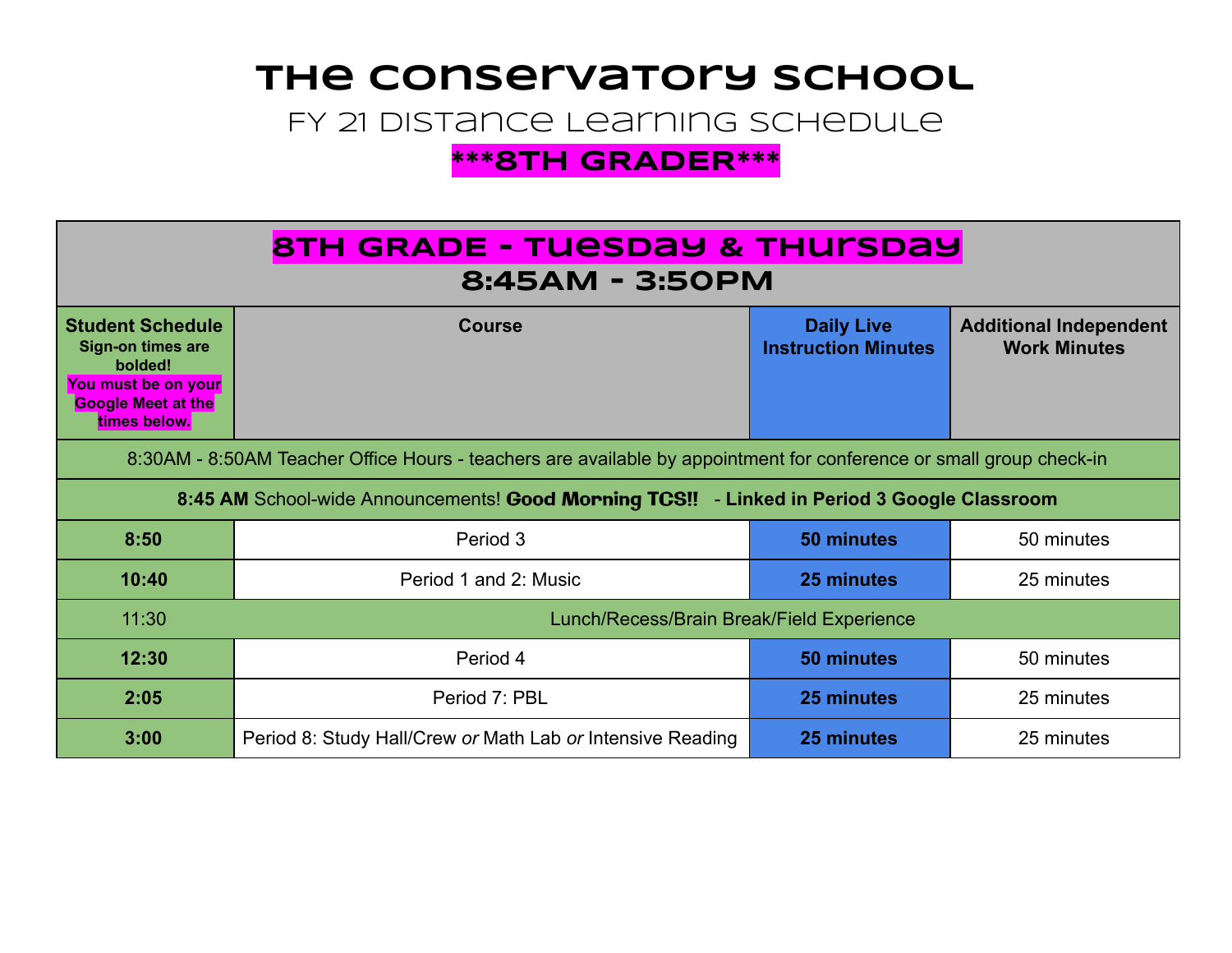# THE CONSERVATORY SCHOOL

## FY 21 DISTANCE LEARNING SCHEDULE

## ***8TH GRADER***

| 8TH GRADE - TUESDAY & THURSDAY 8:45AM - 3:50PM | | | |
|---|---|---|---|
| **Student Schedule** **Sign-on times are bolded! You must be on your Google Meet at the times below.** | **Course** | **Daily Live Instruction Minutes** | **Additional Independent Work Minutes** |
| 8:30AM - 8:50AM Teacher Office Hours - teachers are available by appointment for conference or small group check-in | | | |
| **8:45 AM** School-wide Announcements! **Good Morning TCS!!** **- Linked in Period 3 Google Classroom** | | | |
| **8:50** | Period 3 | **50 minutes** | 50 minutes |
| **10:40** | Period 1 and 2: Music | **25 minutes** | 25 minutes |
| 11:30 | Lunch/Recess/Brain Break/Field Experience | | |
| **12:30** | Period 4 | **50 minutes** | 50 minutes |
| **2:05** | Period 7: PBL | **25 minutes** | 25 minutes |
| **3:00** | Period 8: Study Hall/Crew *or* Math Lab *or* Intensive Reading | **25 minutes** | 25 minutes |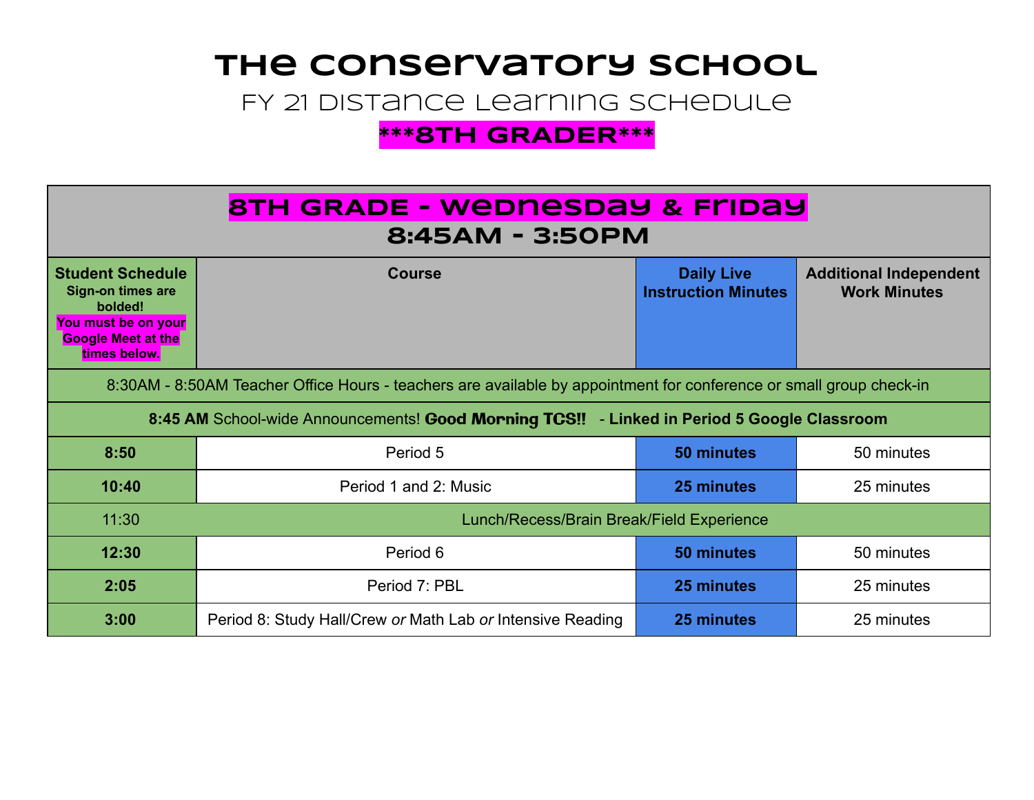# The Conservatory School

## FY 21 Distance Learning Schedule

**\*\*\*8TH GRADER\*\*\***

| 8TH GRADE - WEDNESDAY & FRIDAY<br>8:45AM - 3:50PM | | | |
|---|---|---|---|
| **Student Schedule**<br>**Sign-on times are bolded!**<br>**You must be on your Google Meet at the times below.** | **Course** | **Daily Live Instruction Minutes** | **Additional Independent Work Minutes** |
| 8:30AM - 8:50AM Teacher Office Hours - teachers are available by appointment for conference or small group check-in | | | |
| **8:45 AM** School-wide Announcements! **Good Morning TCS!!** **- Linked in Period 5 Google Classroom** | | | |
| **8:50** | Period 5 | **50 minutes** | 50 minutes |
| **10:40** | Period 1 and 2: Music | **25 minutes** | 25 minutes |
| 11:30 | Lunch/Recess/Brain Break/Field Experience | | |
| **12:30** | Period 6 | **50 minutes** | 50 minutes |
| **2:05** | Period 7: PBL | **25 minutes** | 25 minutes |
| **3:00** | Period 8: Study Hall/Crew *or* Math Lab *or* Intensive Reading | **25 minutes** | 25 minutes |